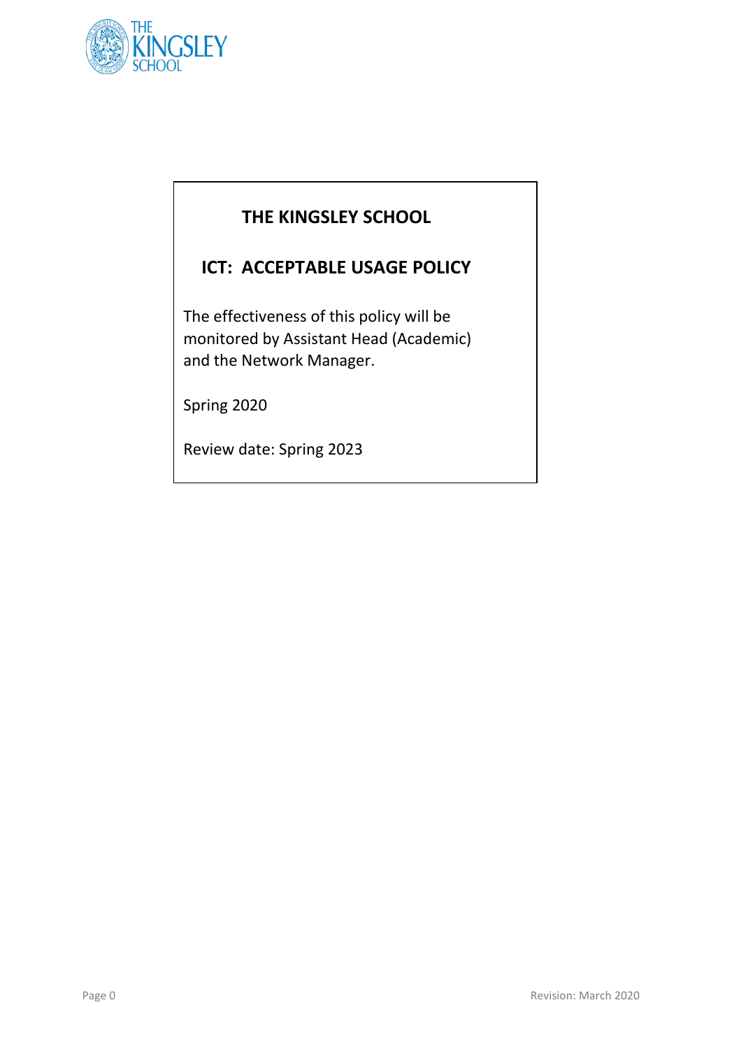# THE KINGSLEY SCHOOL

## ICT: ACCEPTABLE USAGE POLICY

The effectiveness of this policy will be monitored by Assistant Head (Academic) and the Network Manager.

Spring 2020

Review date: Spring 2023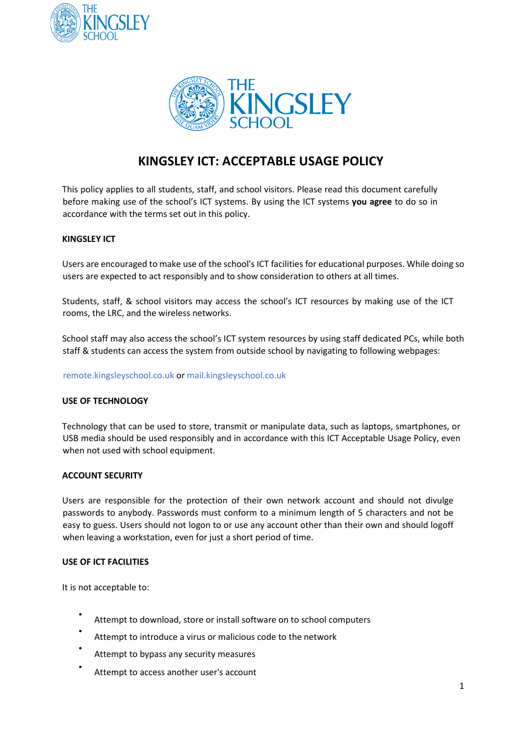# KINGSLEY ICT: ACCEPTABLE USAGE POLICY

This policy applies to all students, staff, and school visitors. Please read this document carefully before making use of the school's ICT systems. By using the ICT systems **you agree** to do so in accordance with the terms set out in this policy.

## KINGSLEY ICT

Users are encouraged to make use of the school's ICT facilities for educational purposes. While doing so users are expected to act responsibly and to show consideration to others at all times.

Students, staff, & school visitors may access the school's ICT resources by making use of the ICT rooms, the LRC, and the wireless networks.

School staff may also access the school's ICT system resources by using staff dedicated PCs, while both staff & students can access the system from outside school by navigating to following webpages:

remote.kingsleyschool.co.uk or mail.kingsleyschool.co.uk

## USE OF TECHNOLOGY

Technology that can be used to store, transmit or manipulate data, such as laptops, smartphones, or USB media should be used responsibly and in accordance with this ICT Acceptable Usage Policy, even when not used with school equipment.

## ACCOUNT SECURITY

Users are responsible for the protection of their own network account and should not divulge passwords to anybody. Passwords must conform to a minimum length of 5 characters and not be easy to guess. Users should not logon to or use any account other than their own and should logoff when leaving a workstation, even for just a short period of time.

## USE OF ICT FACILITIES

It is not acceptable to:

- Attempt to download, store or install software on to school computers
- Attempt to introduce a virus or malicious code to the network
- Attempt to bypass any security measures
- Attempt to access another user's account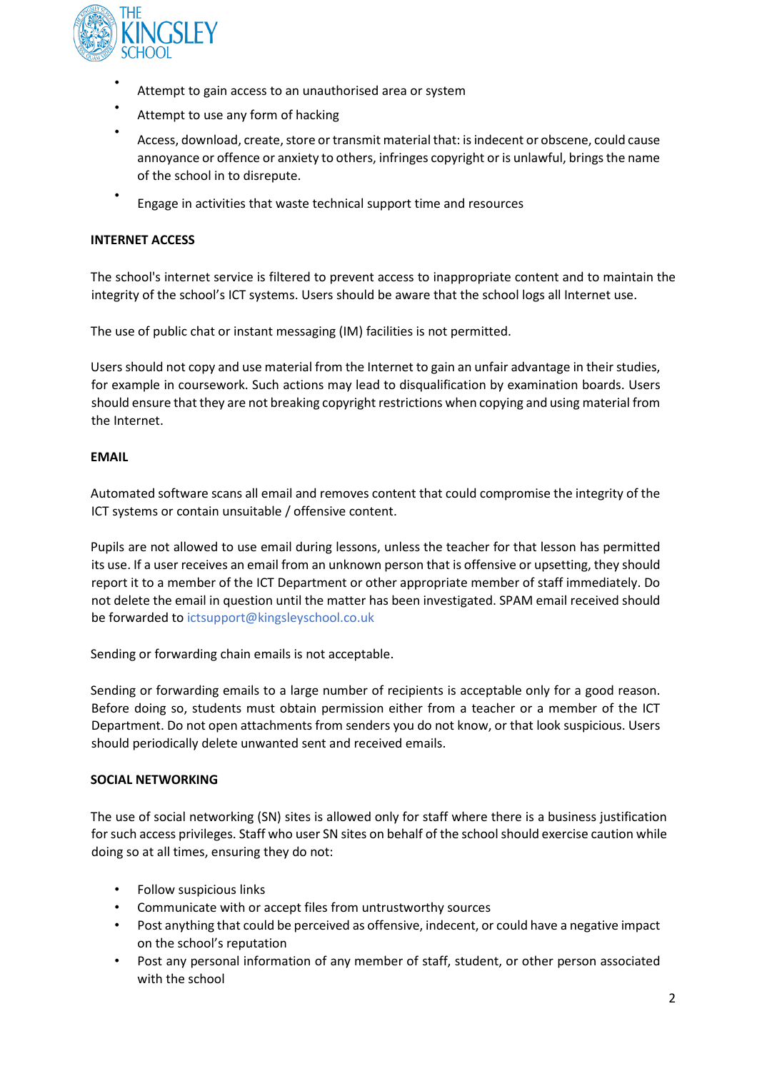- Attempt to gain access to an unauthorised area or system
- Attempt to use any form of hacking
- Access, download, create, store or transmit material that: is indecent or obscene, could cause annoyance or offence or anxiety to others, infringes copyright or is unlawful, brings the name of the school in to disrepute.
- Engage in activities that waste technical support time and resources

**INTERNET ACCESS**

The school's internet service is filtered to prevent access to inappropriate content and to maintain the integrity of the school's ICT systems. Users should be aware that the school logs all Internet use.

The use of public chat or instant messaging (IM) facilities is not permitted.

Users should not copy and use material from the Internet to gain an unfair advantage in their studies, for example in coursework. Such actions may lead to disqualification by examination boards. Users should ensure that they are not breaking copyright restrictions when copying and using material from the Internet.

**EMAIL**

Automated software scans all email and removes content that could compromise the integrity of the ICT systems or contain unsuitable / offensive content.

Pupils are not allowed to use email during lessons, unless the teacher for that lesson has permitted its use. If a user receives an email from an unknown person that is offensive or upsetting, they should report it to a member of the ICT Department or other appropriate member of staff immediately. Do not delete the email in question until the matter has been investigated. SPAM email received should be forwarded to ictsupport@kingsleyschool.co.uk

Sending or forwarding chain emails is not acceptable.

Sending or forwarding emails to a large number of recipients is acceptable only for a good reason. Before doing so, students must obtain permission either from a teacher or a member of the ICT Department. Do not open attachments from senders you do not know, or that look suspicious. Users should periodically delete unwanted sent and received emails.

**SOCIAL NETWORKING**

The use of social networking (SN) sites is allowed only for staff where there is a business justification for such access privileges. Staff who user SN sites on behalf of the school should exercise caution while doing so at all times, ensuring they do not:

- Follow suspicious links
- Communicate with or accept files from untrustworthy sources
- Post anything that could be perceived as offensive, indecent, or could have a negative impact on the school's reputation
- Post any personal information of any member of staff, student, or other person associated with the school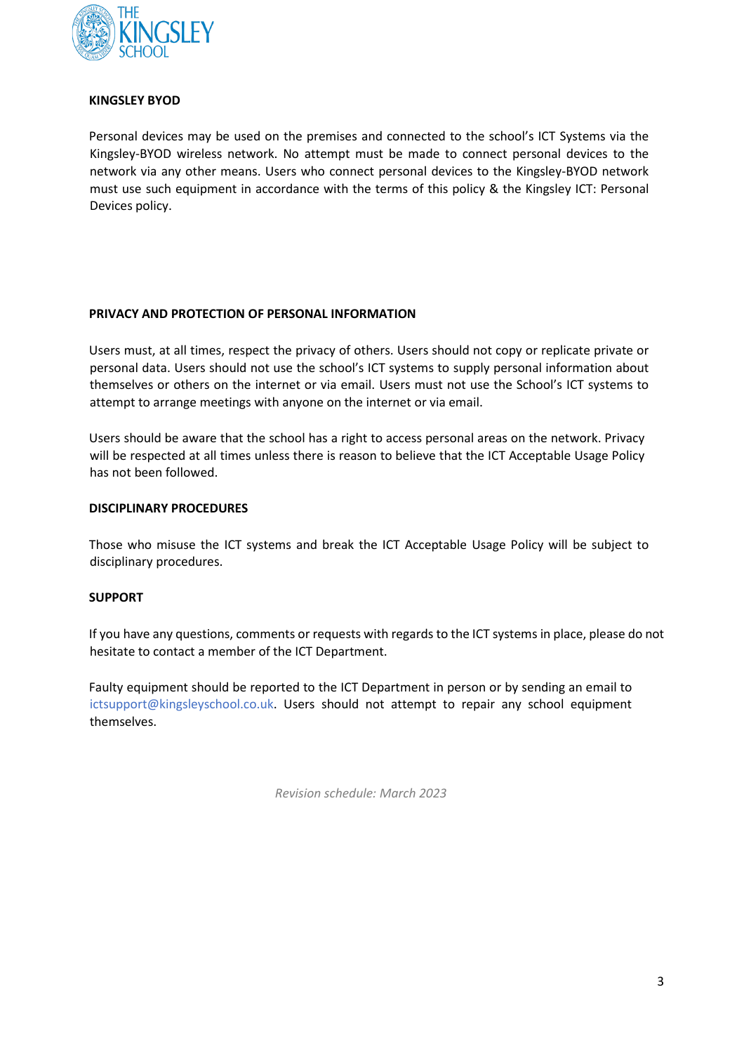**KINGSLEY BYOD**

Personal devices may be used on the premises and connected to the school's ICT Systems via the Kingsley-BYOD wireless network. No attempt must be made to connect personal devices to the network via any other means. Users who connect personal devices to the Kingsley-BYOD network must use such equipment in accordance with the terms of this policy & the Kingsley ICT: Personal Devices policy.

**PRIVACY AND PROTECTION OF PERSONAL INFORMATION**

Users must, at all times, respect the privacy of others. Users should not copy or replicate private or personal data. Users should not use the school's ICT systems to supply personal information about themselves or others on the internet or via email. Users must not use the School's ICT systems to attempt to arrange meetings with anyone on the internet or via email.

Users should be aware that the school has a right to access personal areas on the network. Privacy will be respected at all times unless there is reason to believe that the ICT Acceptable Usage Policy has not been followed.

**DISCIPLINARY PROCEDURES**

Those who misuse the ICT systems and break the ICT Acceptable Usage Policy will be subject to disciplinary procedures.

**SUPPORT**

If you have any questions, comments or requests with regards to the ICT systems in place, please do not hesitate to contact a member of the ICT Department.

Faulty equipment should be reported to the ICT Department in person or by sending an email to ictsupport@kingsleyschool.co.uk. Users should not attempt to repair any school equipment themselves.

*Revision schedule: March 2023*